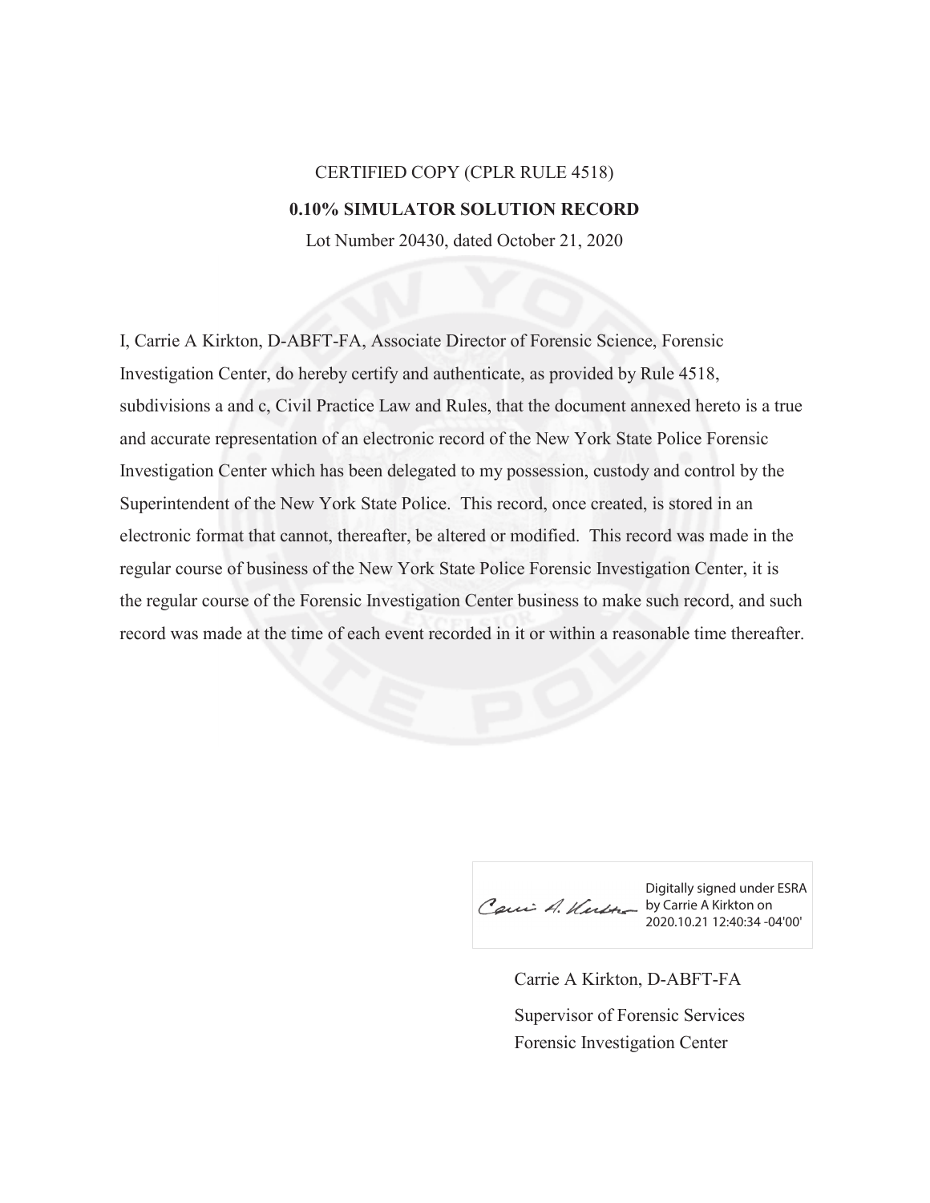CERTIFIED COPY (CPLR RULE 4518)

**0.10% SIMULATOR SOLUTION RECORD**

Lot Number 20430, dated October 21, 2020

I, Carrie A Kirkton, D-ABFT-FA, Associate Director of Forensic Science, Forensic Investigation Center, do hereby certify and authenticate, as provided by Rule 4518, subdivisions a and c, Civil Practice Law and Rules, that the document annexed hereto is a true and accurate representation of an electronic record of the New York State Police Forensic Investigation Center which has been delegated to my possession, custody and control by the Superintendent of the New York State Police. This record, once created, is stored in an electronic format that cannot, thereafter, be altered or modified. This record was made in the regular course of business of the New York State Police Forensic Investigation Center, it is the regular course of the Forensic Investigation Center business to make such record, and such record was made at the time of each event recorded in it or within a reasonable time thereafter.

Digitally signed under ESRA by Carrie A Kirkton on 2020.10.21 12:40:34 -04'00'

Carrie A Kirkton, D-ABFT-FA

Supervisor of Forensic Services

Forensic Investigation Center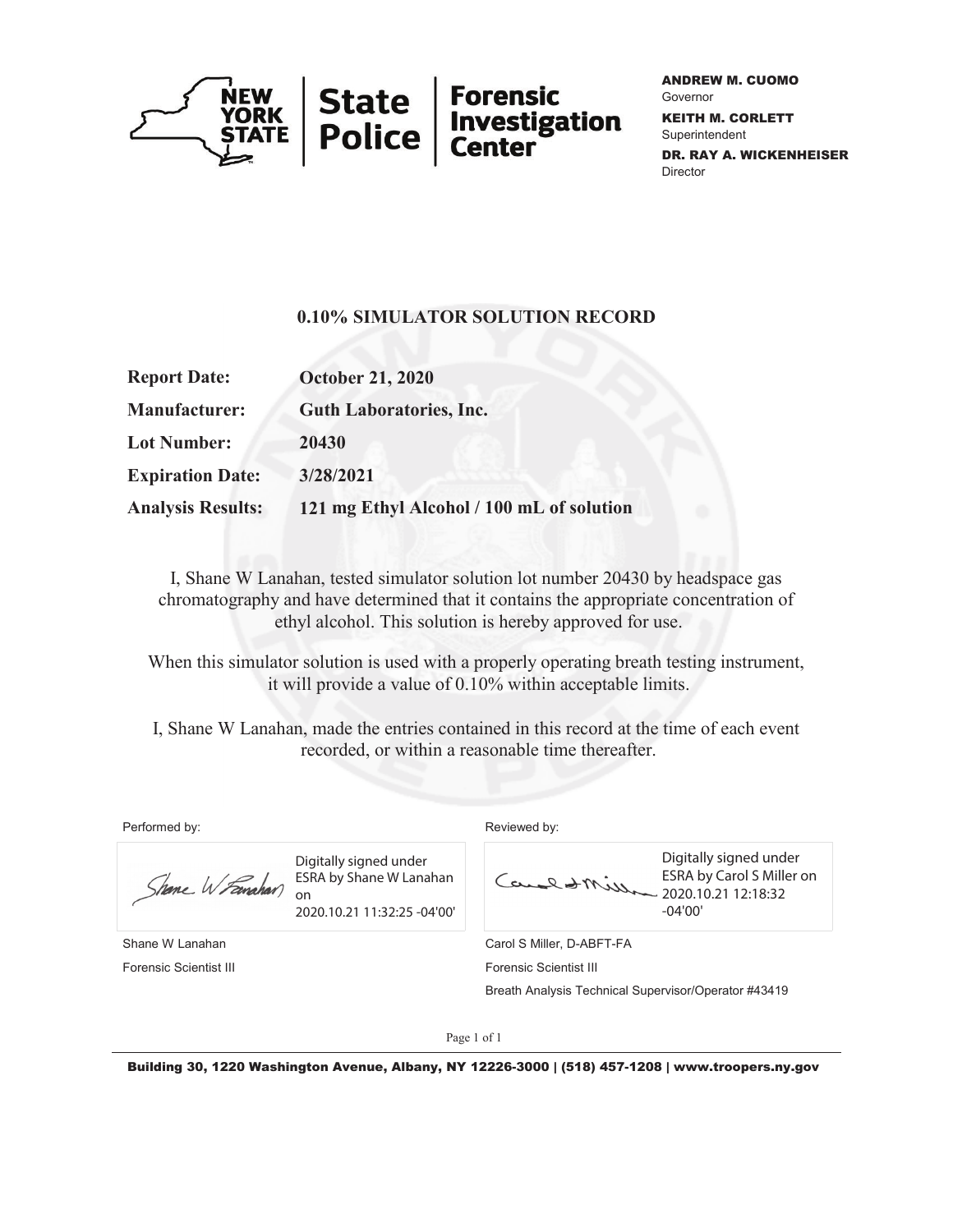New York State | State Police | Forensic Investigation Center

**ANDREW M. CUOMO**
Governor

**KEITH M. CORLETT**
Superintendent

**DR. RAY A. WICKENHEISER**
Director

## 0.10% SIMULATOR SOLUTION RECORD

| | |
|---|---|
| **Report Date:** | **October 21, 2020** |
| **Manufacturer:** | **Guth Laboratories, Inc.** |
| **Lot Number:** | **20430** |
| **Expiration Date:** | **3/28/2021** |
| **Analysis Results:** | **121 mg Ethyl Alcohol / 100 mL of solution** |

I, Shane W Lanahan, tested simulator solution lot number 20430 by headspace gas chromatography and have determined that it contains the appropriate concentration of ethyl alcohol. This solution is hereby approved for use.

When this simulator solution is used with a properly operating breath testing instrument, it will provide a value of 0.10% within acceptable limits.

I, Shane W Lanahan, made the entries contained in this record at the time of each event recorded, or within a reasonable time thereafter.

Performed by:

Digitally signed under ESRA by Shane W Lanahan on 2020.10.21 11:32:25 -04'00'

Shane W Lanahan
Forensic Scientist III

Reviewed by:

Digitally signed under ESRA by Carol S Miller on 2020.10.21 12:18:32 -04'00'

Carol S Miller, D-ABFT-FA
Forensic Scientist III
Breath Analysis Technical Supervisor/Operator #43419

Building 30, 1220 Washington Avenue, Albany, NY 12226-3000 | (518) 457-1208 | www.troopers.ny.gov